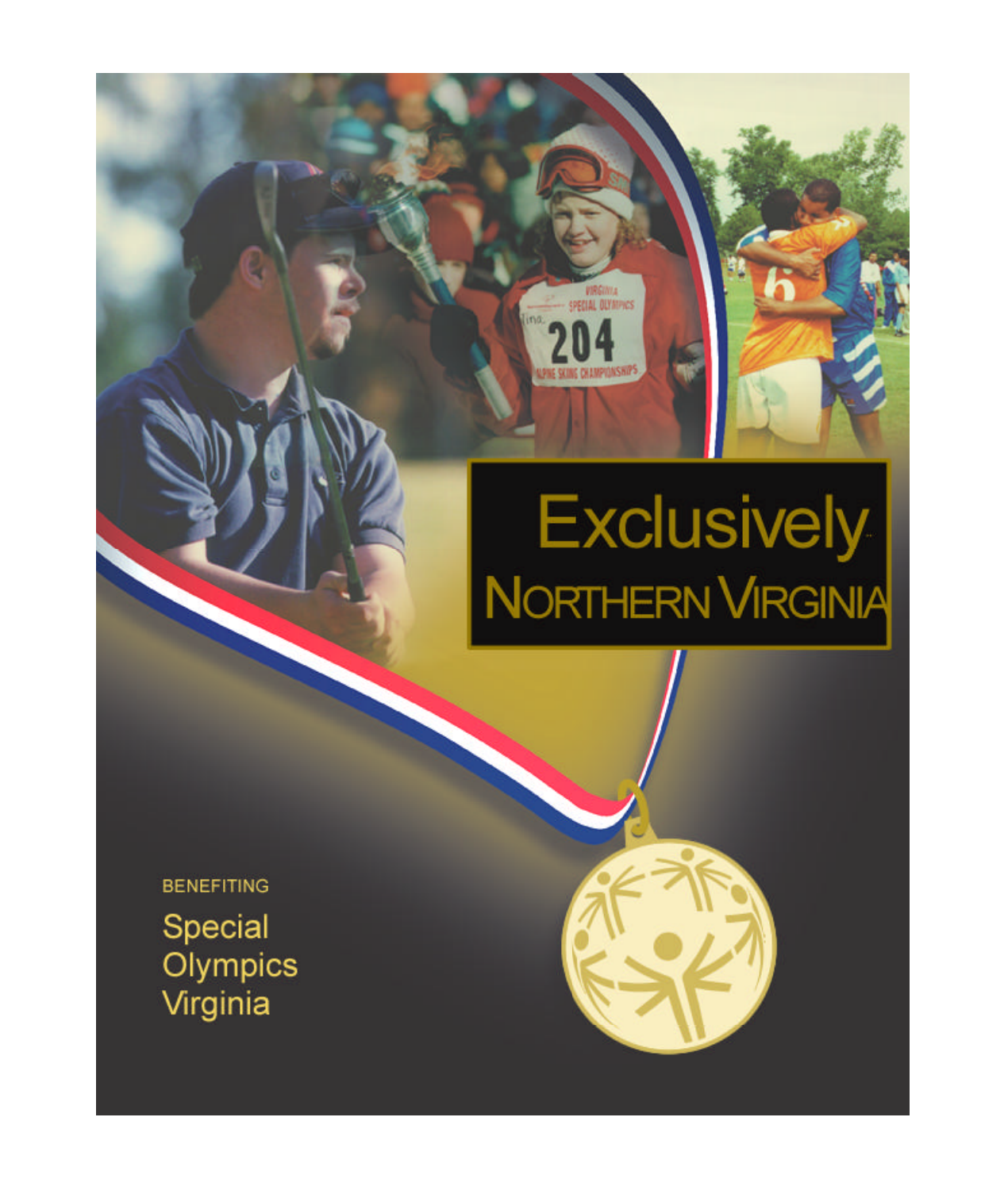# Exclusively Northern Virginia

BENEFITING

Special Olympics Virginia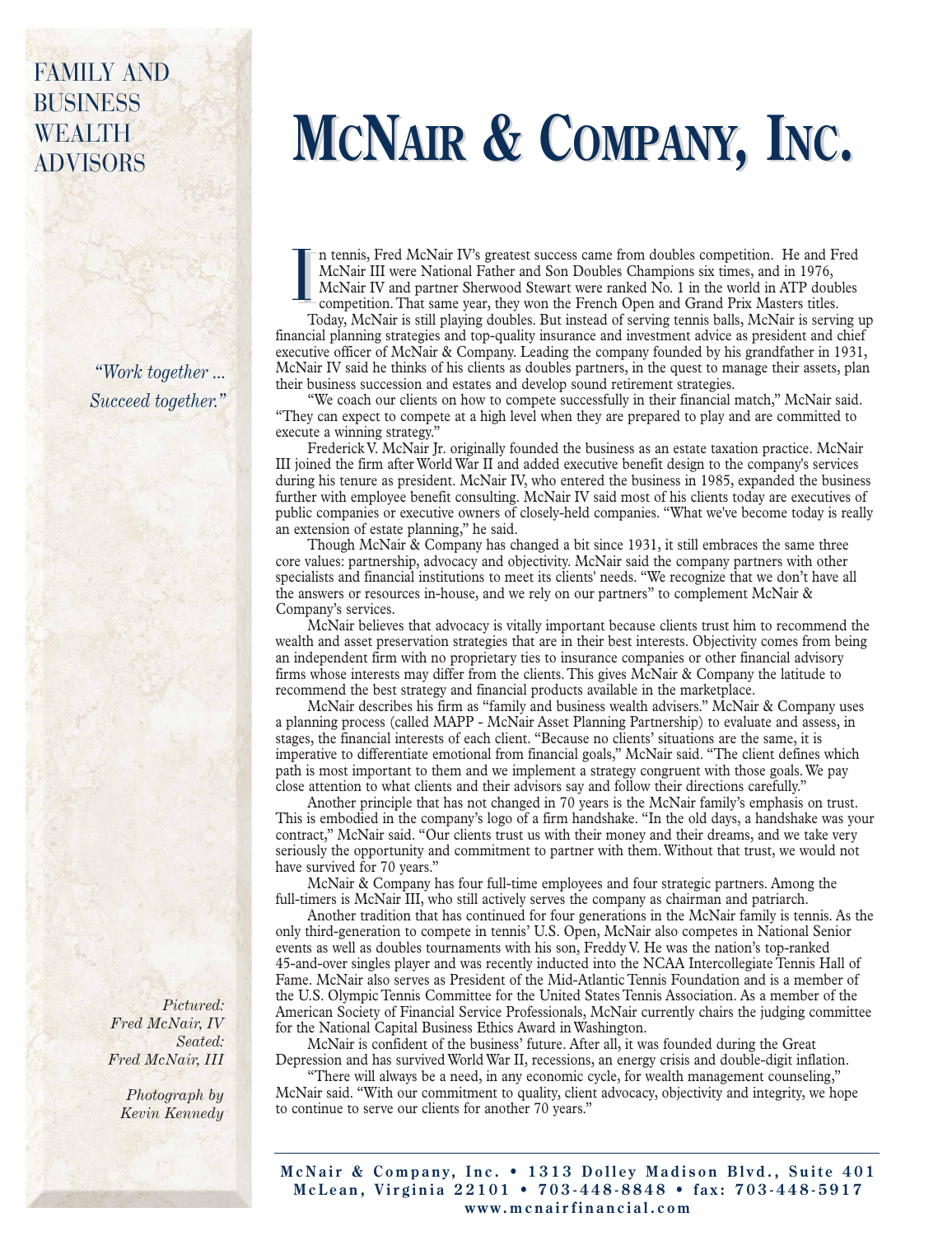FAMILY AND BUSINESS WEALTH ADVISORS

# McNair & Company, Inc.

In tennis, Fred McNair IV's greatest success came from doubles competition. He and Fred McNair III were National Father and Son Doubles Champions six times, and in 1976, McNair IV and partner Sherwood Stewart were ranked No. 1 in the world in ATP doubles competition. That same year, they won the French Open and Grand Prix Masters titles.

Today, McNair is still playing doubles. But instead of serving tennis balls, McNair is serving up financial planning strategies and top-quality insurance and investment advice as president and chief executive officer of McNair & Company. Leading the company founded by his grandfather in 1931, McNair IV said he thinks of his clients as doubles partners, in the quest to manage their assets, plan their business succession and estates and develop sound retirement strategies.

"We coach our clients on how to compete successfully in their financial match," McNair said. "They can expect to compete at a high level when they are prepared to play and are committed to execute a winning strategy."

Frederick V. McNair Jr. originally founded the business as an estate taxation practice. McNair III joined the firm after World War II and added executive benefit design to the company's services during his tenure as president. McNair IV, who entered the business in 1985, expanded the business further with employee benefit consulting. McNair IV said most of his clients today are executives of public companies or executive owners of closely-held companies. "What we've become today is really an extension of estate planning," he said.

Though McNair & Company has changed a bit since 1931, it still embraces the same three core values: partnership, advocacy and objectivity. McNair said the company partners with other specialists and financial institutions to meet its clients' needs. "We recognize that we don't have all the answers or resources in-house, and we rely on our partners" to complement McNair & Company's services.

McNair believes that advocacy is vitally important because clients trust him to recommend the wealth and asset preservation strategies that are in their best interests. Objectivity comes from being an independent firm with no proprietary ties to insurance companies or other financial advisory firms whose interests may differ from the clients. This gives McNair & Company the latitude to recommend the best strategy and financial products available in the marketplace.

McNair describes his firm as "family and business wealth advisers." McNair & Company uses a planning process (called MAPP - McNair Asset Planning Partnership) to evaluate and assess, in stages, the financial interests of each client. "Because no clients' situations are the same, it is imperative to differentiate emotional from financial goals," McNair said. "The client defines which path is most important to them and we implement a strategy congruent with those goals. We pay close attention to what clients and their advisors say and follow their directions carefully."

Another principle that has not changed in 70 years is the McNair family's emphasis on trust. This is embodied in the company's logo of a firm handshake. "In the old days, a handshake was your contract," McNair said. "Our clients trust us with their money and their dreams, and we take very seriously the opportunity and commitment to partner with them. Without that trust, we would not have survived for 70 years."

McNair & Company has four full-time employees and four strategic partners. Among the full-timers is McNair III, who still actively serves the company as chairman and patriarch.

Another tradition that has continued for four generations in the McNair family is tennis. As the only third-generation to compete in tennis' U.S. Open, McNair also competes in National Senior events as well as doubles tournaments with his son, Freddy V. He was the nation's top-ranked 45-and-over singles player and was recently inducted into the NCAA Intercollegiate Tennis Hall of Fame. McNair also serves as President of the Mid-Atlantic Tennis Foundation and is a member of the U.S. Olympic Tennis Committee for the United States Tennis Association. As a member of the American Society of Financial Service Professionals, McNair currently chairs the judging committee for the National Capital Business Ethics Award in Washington.

McNair is confident of the business' future. After all, it was founded during the Great Depression and has survived World War II, recessions, an energy crisis and double-digit inflation.

"There will always be a need, in any economic cycle, for wealth management counseling," McNair said. "With our commitment to quality, client advocacy, objectivity and integrity, we hope to continue to serve our clients for another 70 years."

*"Work together ... Succeed together."*

*Pictured: Fred McNair, IV*
*Seated: Fred McNair, III*

*Photograph by Kevin Kennedy*

**McNair & Company, Inc. • 1313 Dolley Madison Blvd., Suite 401**
**McLean, Virginia 22101 • 703-448-8848 • fax: 703-448-5917**
**www.mcnairfinancial.com**